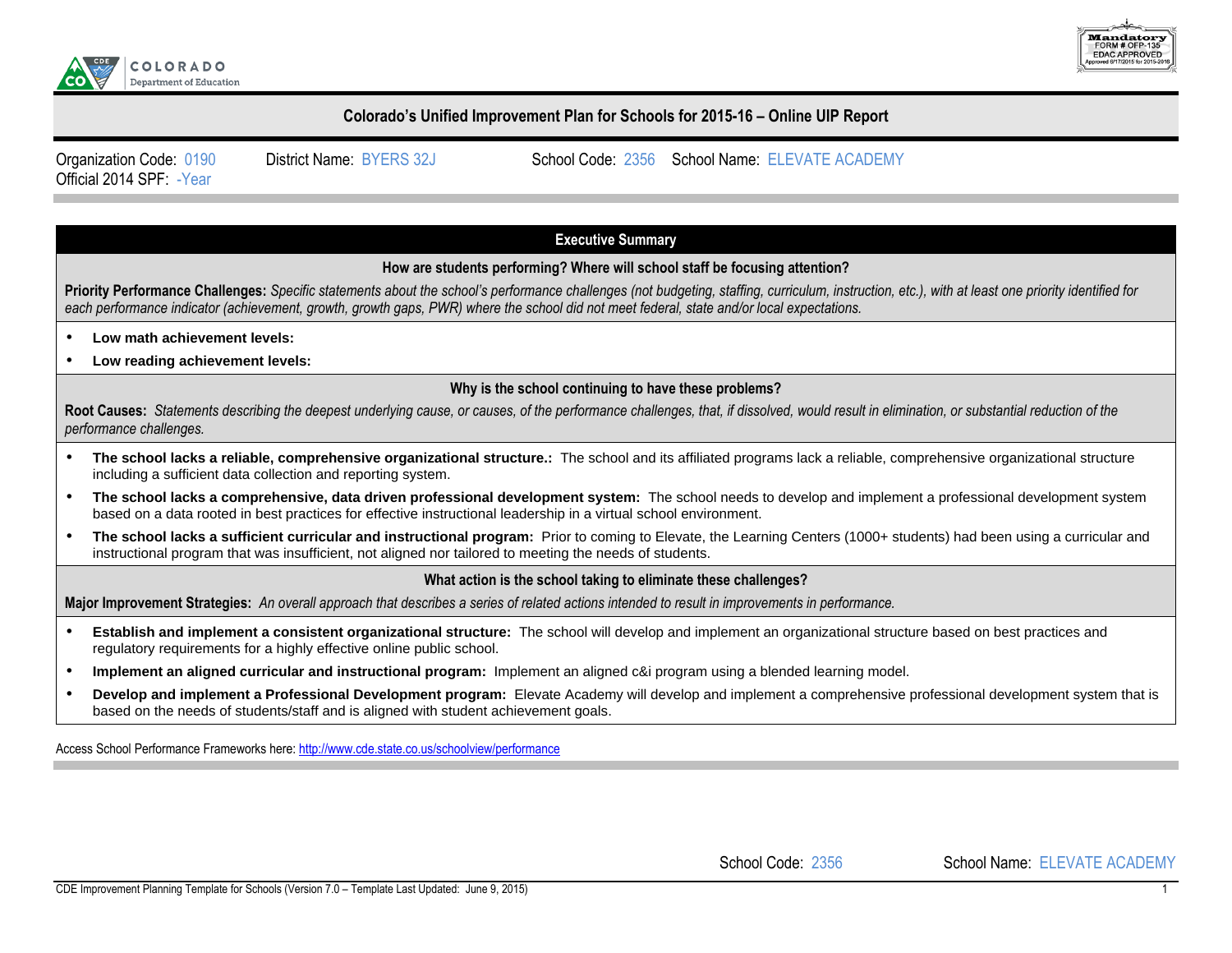COLORADO
Department of Education

Mandatory FORM # OFP-135 EDAC APPROVED Approved 6/17/2015 for 2015-2016

## Colorado's Unified Improvement Plan for Schools for 2015-16 – Online UIP Report

Organization Code: 0190 District Name: BYERS 32J School Code: 2356 School Name: ELEVATE ACADEMY
Official 2014 SPF: -Year

### Executive Summary

**How are students performing? Where will school staff be focusing attention?**

**Priority Performance Challenges:** *Specific statements about the school's performance challenges (not budgeting, staffing, curriculum, instruction, etc.), with at least one priority identified for each performance indicator (achievement, growth, growth gaps, PWR) where the school did not meet federal, state and/or local expectations.*

- **Low math achievement levels:**
- **Low reading achievement levels:**

**Why is the school continuing to have these problems?**

**Root Causes:** *Statements describing the deepest underlying cause, or causes, of the performance challenges, that, if dissolved, would result in elimination, or substantial reduction of the performance challenges.*

- **The school lacks a reliable, comprehensive organizational structure.:** The school and its affiliated programs lack a reliable, comprehensive organizational structure including a sufficient data collection and reporting system.
- **The school lacks a comprehensive, data driven professional development system:** The school needs to develop and implement a professional development system based on a data rooted in best practices for effective instructional leadership in a virtual school environment.
- **The school lacks a sufficient curricular and instructional program:** Prior to coming to Elevate, the Learning Centers (1000+ students) had been using a curricular and instructional program that was insufficient, not aligned nor tailored to meeting the needs of students.

**What action is the school taking to eliminate these challenges?**

**Major Improvement Strategies:** *An overall approach that describes a series of related actions intended to result in improvements in performance.*

- **Establish and implement a consistent organizational structure:** The school will develop and implement an organizational structure based on best practices and regulatory requirements for a highly effective online public school.
- **Implement an aligned curricular and instructional program:** Implement an aligned c&i program using a blended learning model.
- **Develop and implement a Professional Development program:** Elevate Academy will develop and implement a comprehensive professional development system that is based on the needs of students/staff and is aligned with student achievement goals.

Access School Performance Frameworks here: http://www.cde.state.co.us/schoolview/performance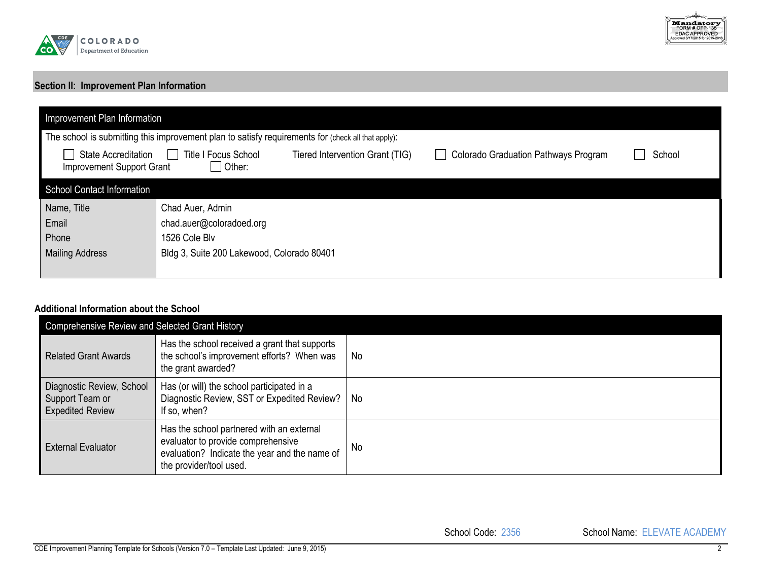## Section II: Improvement Plan Information

| Improvement Plan Information | |
|---|---|
| The school is submitting this improvement plan to satisfy requirements for (check all that apply): | |
| ☐ State Accreditation ☐ Title I Focus School Tiered Intervention Grant (TIG) ☐ Colorado Graduation Pathways Program ☐ School Improvement Support Grant ☐ Other: | |
| **School Contact Information** | |
| Name, Title | Chad Auer, Admin |
| Email | chad.auer@coloradoed.org |
| Phone | 1526 Cole Blv |
| Mailing Address | Bldg 3, Suite 200 Lakewood, Colorado 80401 |

### Additional Information about the School

| Comprehensive Review and Selected Grant History | | |
|---|---|---|
| Related Grant Awards | Has the school received a grant that supports the school's improvement efforts? When was the grant awarded? | No |
| Diagnostic Review, School Support Team or Expedited Review | Has (or will) the school participated in a Diagnostic Review, SST or Expedited Review? If so, when? | No |
| External Evaluator | Has the school partnered with an external evaluator to provide comprehensive evaluation? Indicate the year and the name of the provider/tool used. | No |

School Code: 2356 School Name: ELEVATE ACADEMY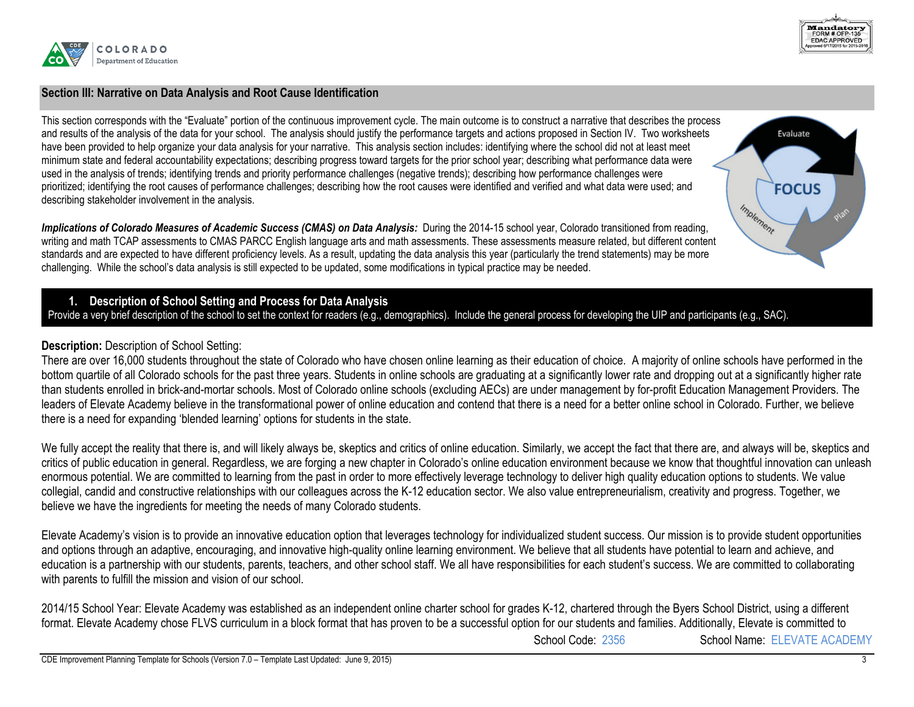## Section III: Narrative on Data Analysis and Root Cause Identification

This section corresponds with the "Evaluate" portion of the continuous improvement cycle. The main outcome is to construct a narrative that describes the process and results of the analysis of the data for your school. The analysis should justify the performance targets and actions proposed in Section IV. Two worksheets have been provided to help organize your data analysis for your narrative. This analysis section includes: identifying where the school did not at least meet minimum state and federal accountability expectations; describing progress toward targets for the prior school year; describing what performance data were used in the analysis of trends; identifying trends and priority performance challenges (negative trends); describing how performance challenges were prioritized; identifying the root causes of performance challenges; describing how the root causes were identified and verified and what data were used; and describing stakeholder involvement in the analysis.

***Implications of Colorado Measures of Academic Success (CMAS) on Data Analysis:*** During the 2014-15 school year, Colorado transitioned from reading, writing and math TCAP assessments to CMAS PARCC English language arts and math assessments. These assessments measure related, but different content standards and are expected to have different proficiency levels. As a result, updating the data analysis this year (particularly the trend statements) may be more challenging. While the school's data analysis is still expected to be updated, some modifications in typical practice may be needed.

### 1. Description of School Setting and Process for Data Analysis

Provide a very brief description of the school to set the context for readers (e.g., demographics). Include the general process for developing the UIP and participants (e.g., SAC).

**Description:** Description of School Setting:

There are over 16,000 students throughout the state of Colorado who have chosen online learning as their education of choice. A majority of online schools have performed in the bottom quartile of all Colorado schools for the past three years. Students in online schools are graduating at a significantly lower rate and dropping out at a significantly higher rate than students enrolled in brick-and-mortar schools. Most of Colorado online schools (excluding AECs) are under management by for-profit Education Management Providers. The leaders of Elevate Academy believe in the transformational power of online education and contend that there is a need for a better online school in Colorado. Further, we believe there is a need for expanding 'blended learning' options for students in the state.

We fully accept the reality that there is, and will likely always be, skeptics and critics of online education. Similarly, we accept the fact that there are, and always will be, skeptics and critics of public education in general. Regardless, we are forging a new chapter in Colorado's online education environment because we know that thoughtful innovation can unleash enormous potential. We are committed to learning from the past in order to more effectively leverage technology to deliver high quality education options to students. We value collegial, candid and constructive relationships with our colleagues across the K-12 education sector. We also value entrepreneurialism, creativity and progress. Together, we believe we have the ingredients for meeting the needs of many Colorado students.

Elevate Academy's vision is to provide an innovative education option that leverages technology for individualized student success. Our mission is to provide student opportunities and options through an adaptive, encouraging, and innovative high-quality online learning environment. We believe that all students have potential to learn and achieve, and education is a partnership with our students, parents, teachers, and other school staff. We all have responsibilities for each student's success. We are committed to collaborating with parents to fulfill the mission and vision of our school.

2014/15 School Year: Elevate Academy was established as an independent online charter school for grades K-12, chartered through the Byers School District, using a different format. Elevate Academy chose FLVS curriculum in a block format that has proven to be a successful option for our students and families. Additionally, Elevate is committed to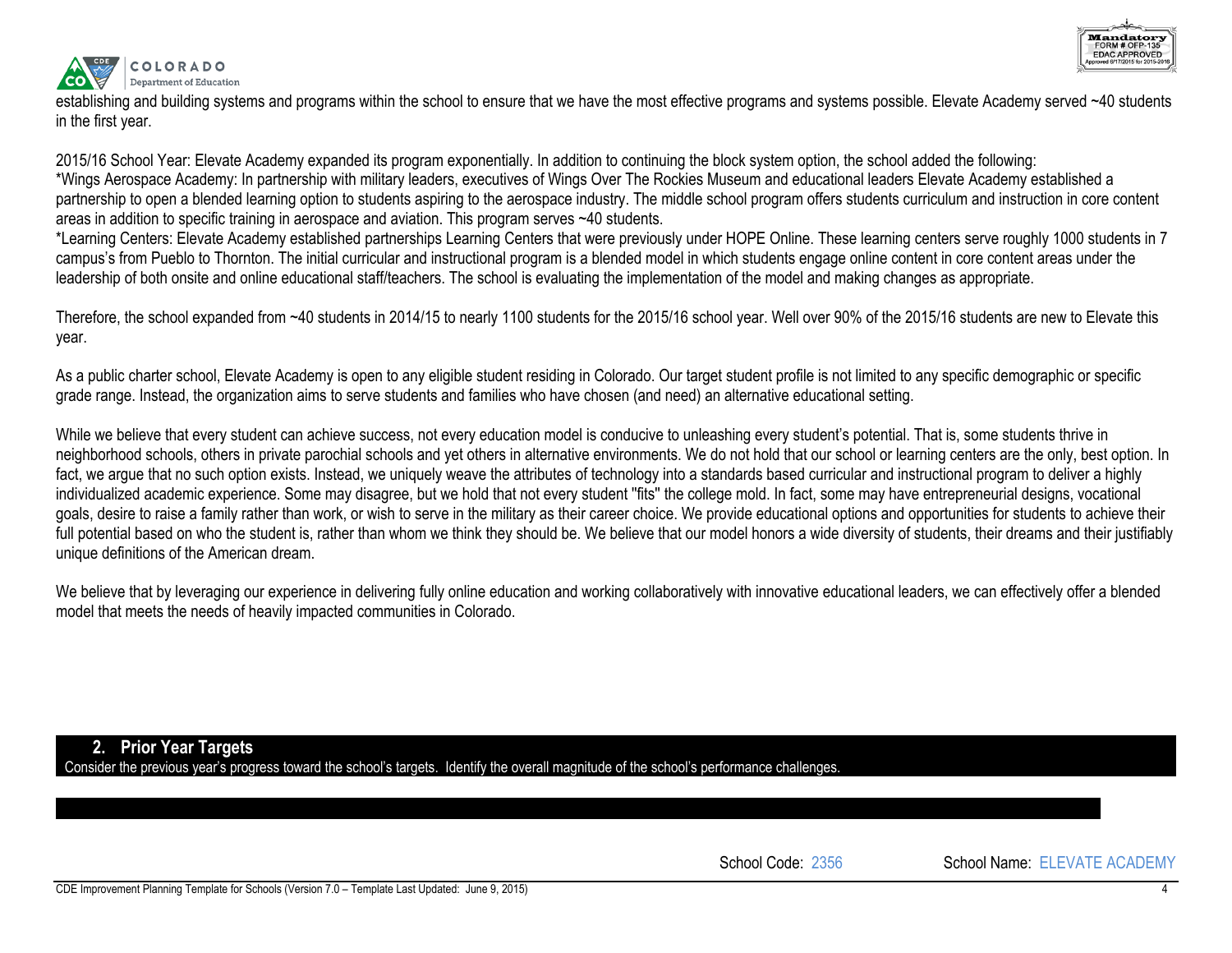establishing and building systems and programs within the school to ensure that we have the most effective programs and systems possible. Elevate Academy served ~40 students in the first year.

2015/16 School Year: Elevate Academy expanded its program exponentially. In addition to continuing the block system option, the school added the following:
*Wings Aerospace Academy: In partnership with military leaders, executives of Wings Over The Rockies Museum and educational leaders Elevate Academy established a partnership to open a blended learning option to students aspiring to the aerospace industry. The middle school program offers students curriculum and instruction in core content areas in addition to specific training in aerospace and aviation. This program serves ~40 students.
*Learning Centers: Elevate Academy established partnerships Learning Centers that were previously under HOPE Online. These learning centers serve roughly 1000 students in 7 campus's from Pueblo to Thornton. The initial curricular and instructional program is a blended model in which students engage online content in core content areas under the leadership of both onsite and online educational staff/teachers. The school is evaluating the implementation of the model and making changes as appropriate.

Therefore, the school expanded from ~40 students in 2014/15 to nearly 1100 students for the 2015/16 school year. Well over 90% of the 2015/16 students are new to Elevate this year.

As a public charter school, Elevate Academy is open to any eligible student residing in Colorado. Our target student profile is not limited to any specific demographic or specific grade range. Instead, the organization aims to serve students and families who have chosen (and need) an alternative educational setting.

While we believe that every student can achieve success, not every education model is conducive to unleashing every student's potential. That is, some students thrive in neighborhood schools, others in private parochial schools and yet others in alternative environments. We do not hold that our school or learning centers are the only, best option. In fact, we argue that no such option exists. Instead, we uniquely weave the attributes of technology into a standards based curricular and instructional program to deliver a highly individualized academic experience. Some may disagree, but we hold that not every student "fits" the college mold. In fact, some may have entrepreneurial designs, vocational goals, desire to raise a family rather than work, or wish to serve in the military as their career choice. We provide educational options and opportunities for students to achieve their full potential based on who the student is, rather than whom we think they should be. We believe that our model honors a wide diversity of students, their dreams and their justifiably unique definitions of the American dream.

We believe that by leveraging our experience in delivering fully online education and working collaboratively with innovative educational leaders, we can effectively offer a blended model that meets the needs of heavily impacted communities in Colorado.

## 2. Prior Year Targets

Consider the previous year's progress toward the school's targets. Identify the overall magnitude of the school's performance challenges.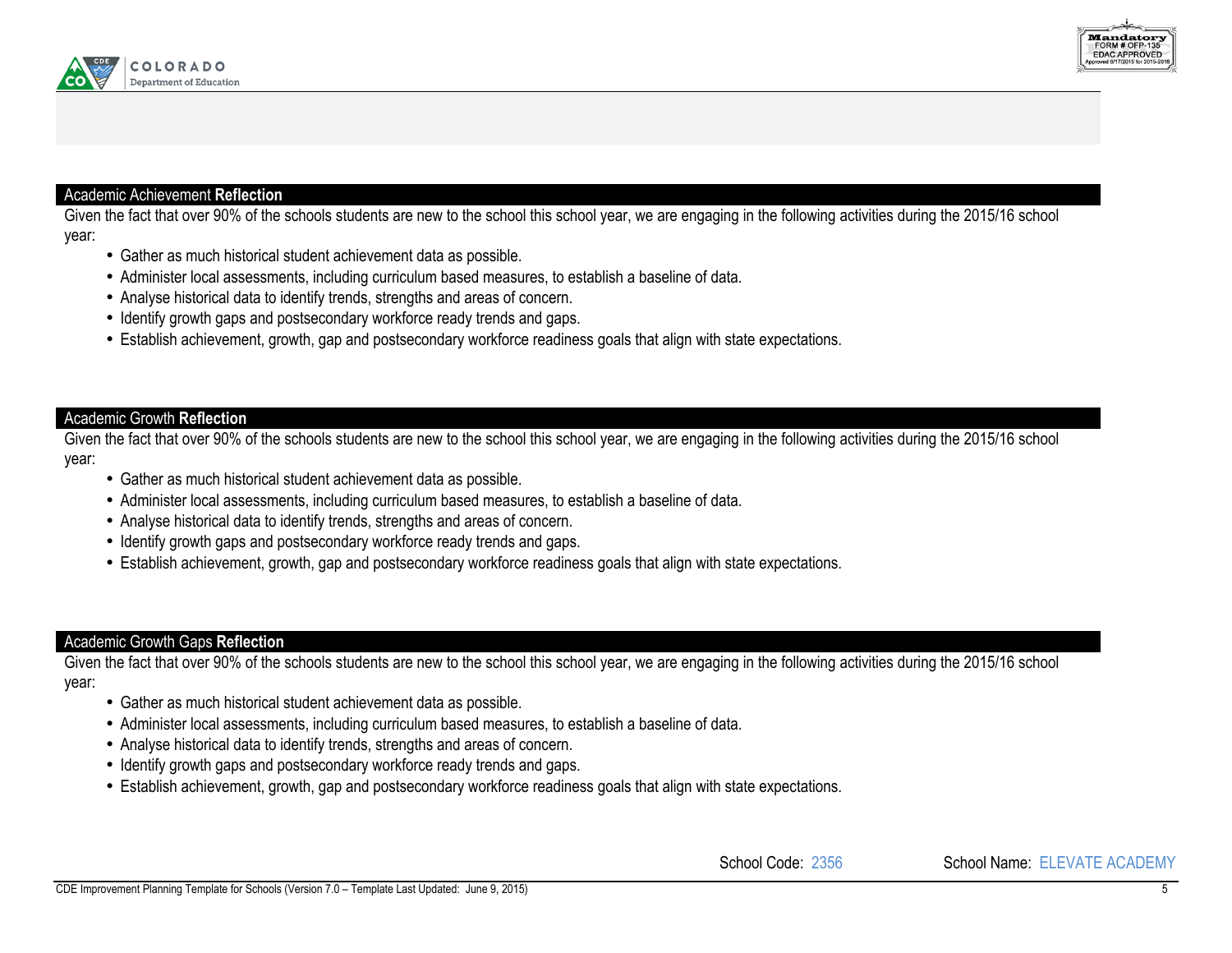## Academic Achievement **Reflection**

Given the fact that over 90% of the schools students are new to the school this school year, we are engaging in the following activities during the 2015/16 school year:

- Gather as much historical student achievement data as possible.
- Administer local assessments, including curriculum based measures, to establish a baseline of data.
- Analyse historical data to identify trends, strengths and areas of concern.
- Identify growth gaps and postsecondary workforce ready trends and gaps.
- Establish achievement, growth, gap and postsecondary workforce readiness goals that align with state expectations.

## Academic Growth **Reflection**

Given the fact that over 90% of the schools students are new to the school this school year, we are engaging in the following activities during the 2015/16 school year:

- Gather as much historical student achievement data as possible.
- Administer local assessments, including curriculum based measures, to establish a baseline of data.
- Analyse historical data to identify trends, strengths and areas of concern.
- Identify growth gaps and postsecondary workforce ready trends and gaps.
- Establish achievement, growth, gap and postsecondary workforce readiness goals that align with state expectations.

## Academic Growth Gaps **Reflection**

Given the fact that over 90% of the schools students are new to the school this school year, we are engaging in the following activities during the 2015/16 school year:

- Gather as much historical student achievement data as possible.
- Administer local assessments, including curriculum based measures, to establish a baseline of data.
- Analyse historical data to identify trends, strengths and areas of concern.
- Identify growth gaps and postsecondary workforce ready trends and gaps.
- Establish achievement, growth, gap and postsecondary workforce readiness goals that align with state expectations.

School Code: 2356 School Name: ELEVATE ACADEMY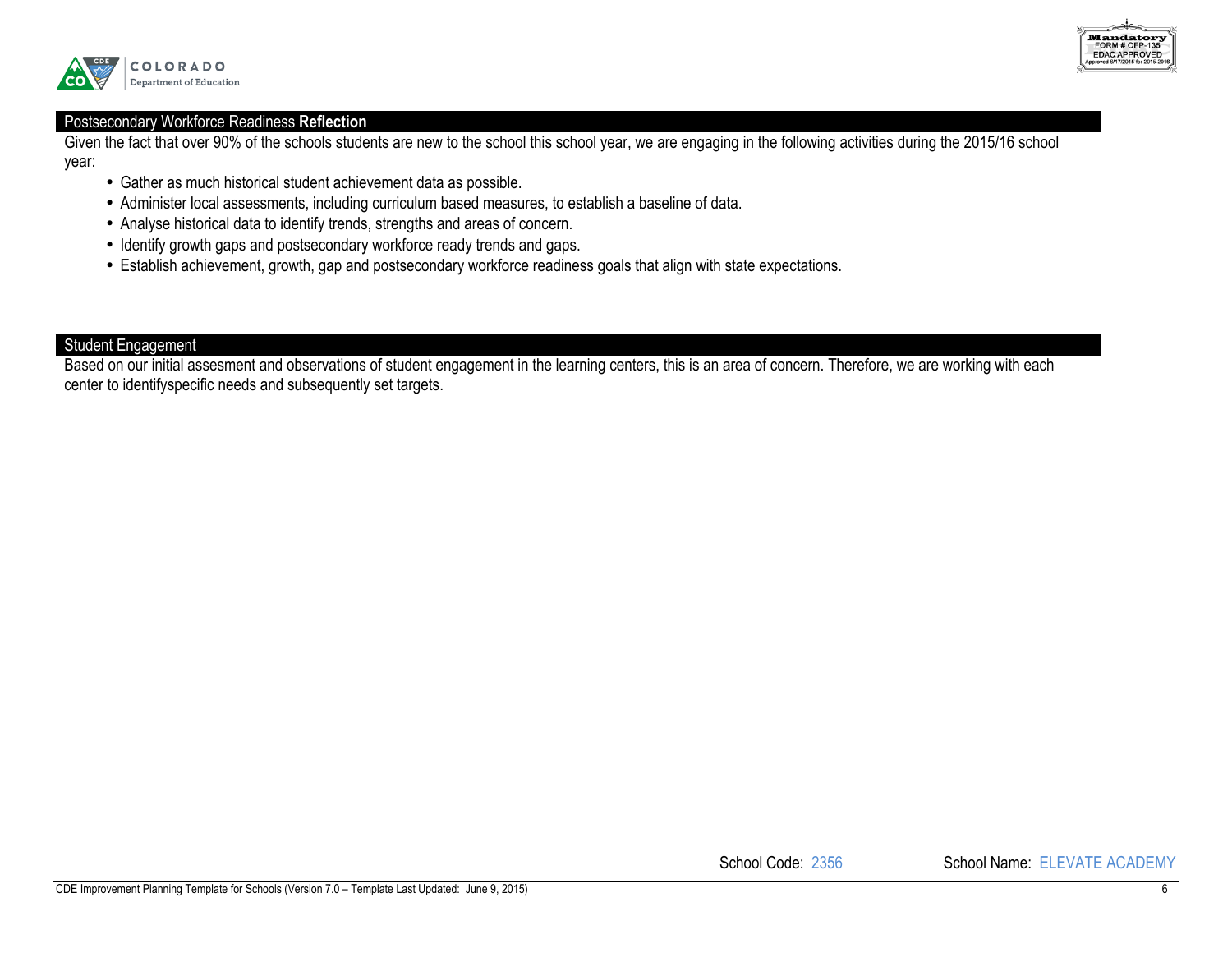## Postsecondary Workforce Readiness **Reflection**

Given the fact that over 90% of the schools students are new to the school this school year, we are engaging in the following activities during the 2015/16 school year:

- Gather as much historical student achievement data as possible.
- Administer local assessments, including curriculum based measures, to establish a baseline of data.
- Analyse historical data to identify trends, strengths and areas of concern.
- Identify growth gaps and postsecondary workforce ready trends and gaps.
- Establish achievement, growth, gap and postsecondary workforce readiness goals that align with state expectations.

## Student Engagement

Based on our initial assesment and observations of student engagement in the learning centers, this is an area of concern. Therefore, we are working with each center to identifyspecific needs and subsequently set targets.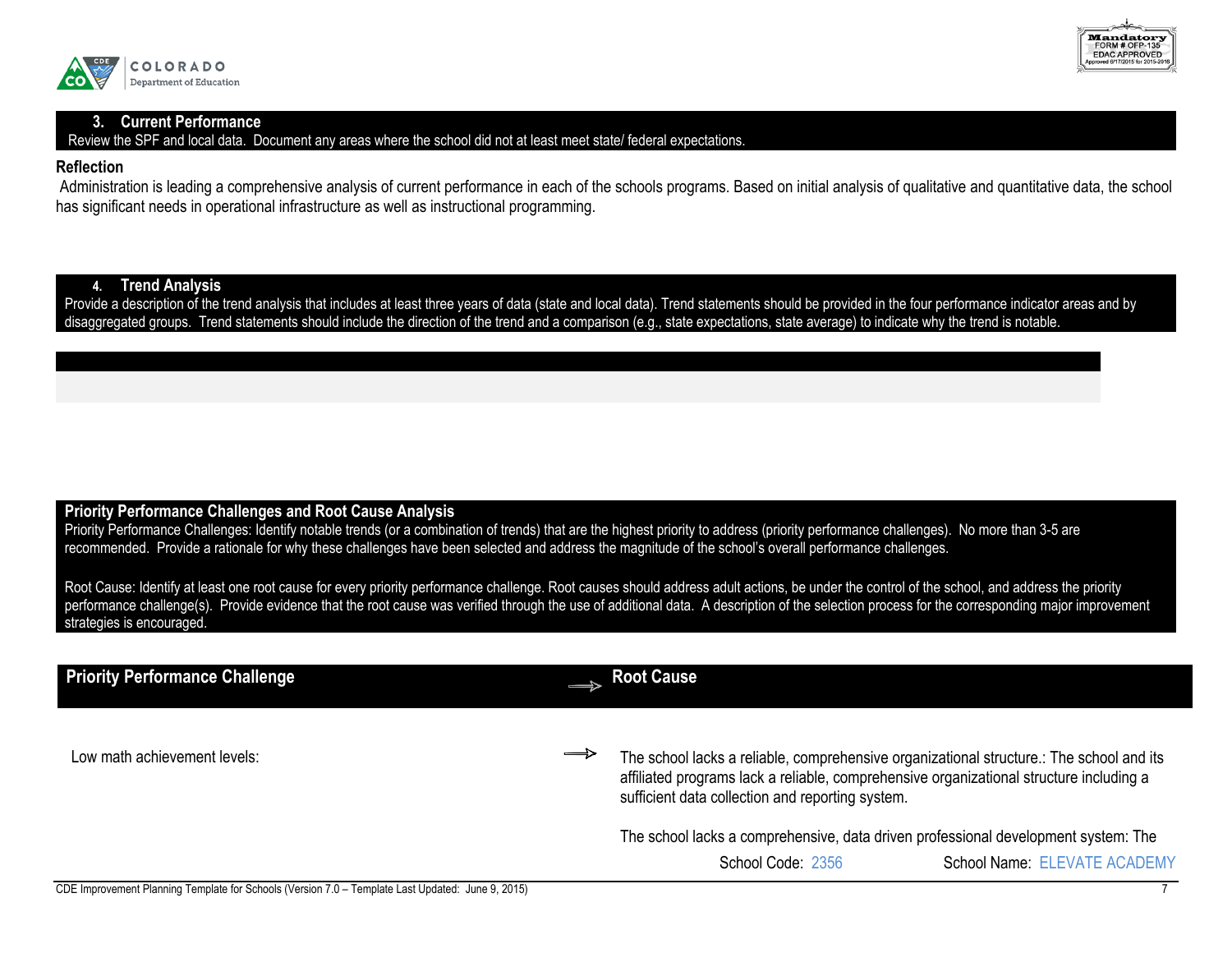## 3. Current Performance

Review the SPF and local data. Document any areas where the school did not at least meet state/ federal expectations.

**Reflection**

Administration is leading a comprehensive analysis of current performance in each of the schools programs. Based on initial analysis of qualitative and quantitative data, the school has significant needs in operational infrastructure as well as instructional programming.

## 4. Trend Analysis

Provide a description of the trend analysis that includes at least three years of data (state and local data). Trend statements should be provided in the four performance indicator areas and by disaggregated groups. Trend statements should include the direction of the trend and a comparison (e.g., state expectations, state average) to indicate why the trend is notable.

## Priority Performance Challenges and Root Cause Analysis

Priority Performance Challenges: Identify notable trends (or a combination of trends) that are the highest priority to address (priority performance challenges). No more than 3-5 are recommended. Provide a rationale for why these challenges have been selected and address the magnitude of the school's overall performance challenges.

Root Cause: Identify at least one root cause for every priority performance challenge. Root causes should address adult actions, be under the control of the school, and address the priority performance challenge(s). Provide evidence that the root cause was verified through the use of additional data. A description of the selection process for the corresponding major improvement strategies is encouraged.

| Priority Performance Challenge | → | Root Cause |
|---|---|---|
| Low math achievement levels: | → | The school lacks a reliable, comprehensive organizational structure.: The school and its affiliated programs lack a reliable, comprehensive organizational structure including a sufficient data collection and reporting system.<br><br>The school lacks a comprehensive, data driven professional development system: The |

School Code: 2356 School Name: ELEVATE ACADEMY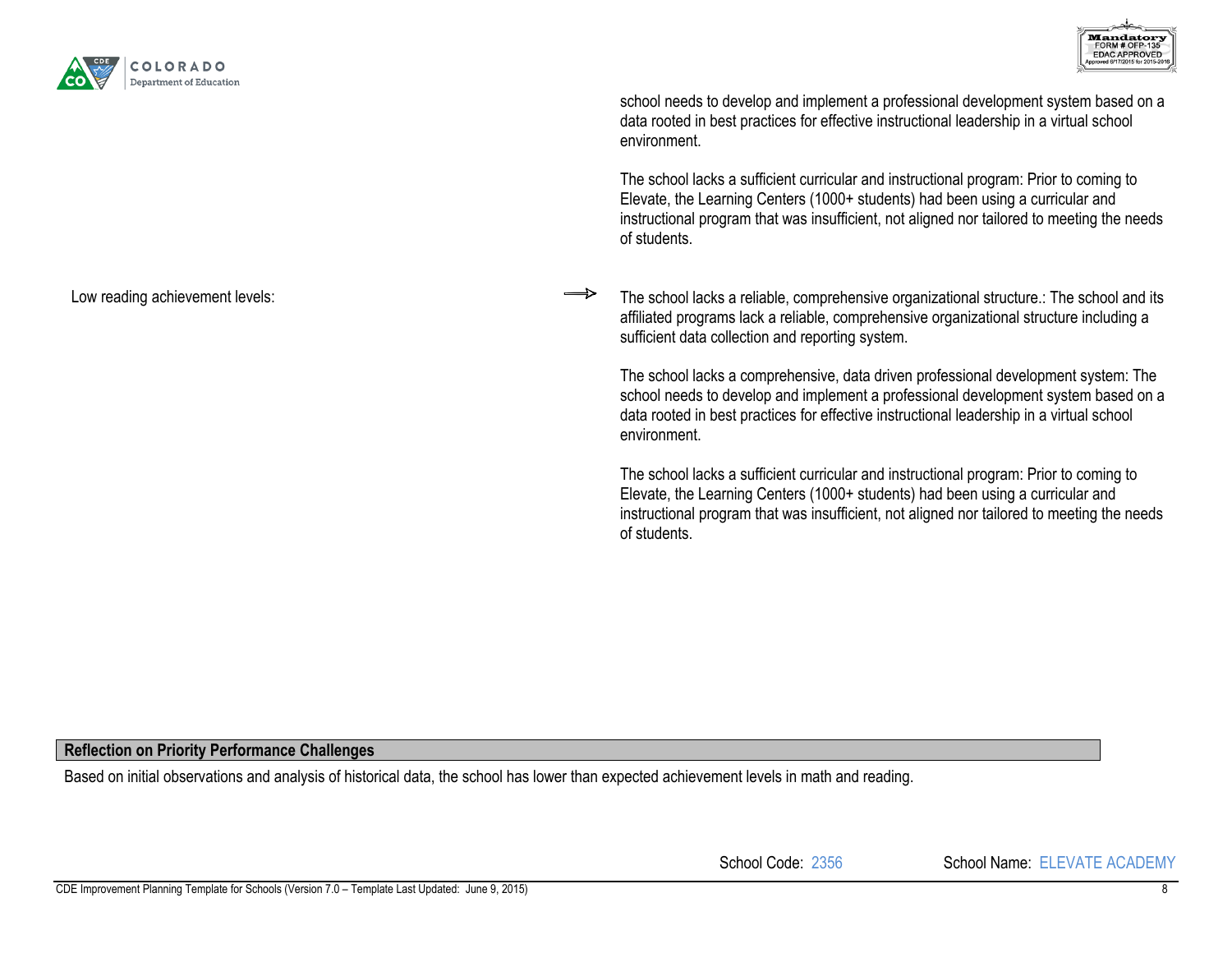school needs to develop and implement a professional development system based on a data rooted in best practices for effective instructional leadership in a virtual school environment.

The school lacks a sufficient curricular and instructional program: Prior to coming to Elevate, the Learning Centers (1000+ students) had been using a curricular and instructional program that was insufficient, not aligned nor tailored to meeting the needs of students.

| Priority Performance Challenge | | Root Causes |
|---|---|---|
| Low reading achievement levels: | → | The school lacks a reliable, comprehensive organizational structure.: The school and its affiliated programs lack a reliable, comprehensive organizational structure including a sufficient data collection and reporting system.<br><br>The school lacks a comprehensive, data driven professional development system: The school needs to develop and implement a professional development system based on a data rooted in best practices for effective instructional leadership in a virtual school environment.<br><br>The school lacks a sufficient curricular and instructional program: Prior to coming to Elevate, the Learning Centers (1000+ students) had been using a curricular and instructional program that was insufficient, not aligned nor tailored to meeting the needs of students. |

## Reflection on Priority Performance Challenges

Based on initial observations and analysis of historical data, the school has lower than expected achievement levels in math and reading.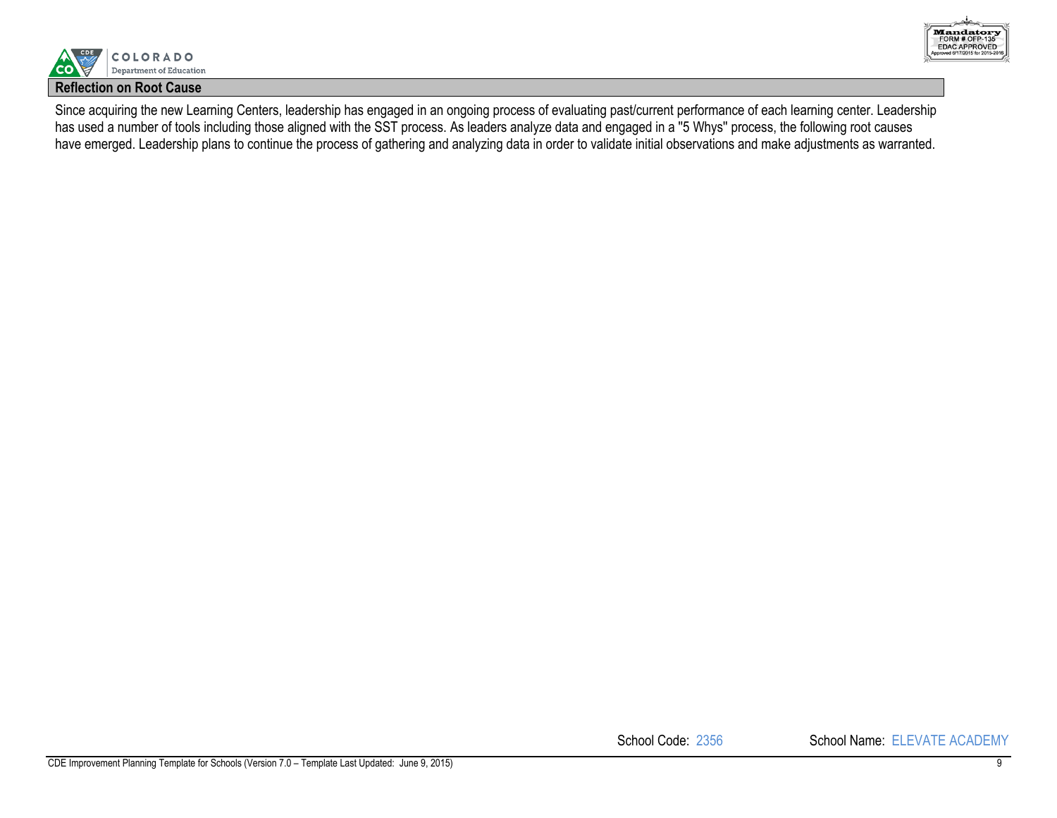## Reflection on Root Cause

Since acquiring the new Learning Centers, leadership has engaged in an ongoing process of evaluating past/current performance of each learning center. Leadership has used a number of tools including those aligned with the SST process. As leaders analyze data and engaged in a "5 Whys" process, the following root causes have emerged. Leadership plans to continue the process of gathering and analyzing data in order to validate initial observations and make adjustments as warranted.

School Code: 2356 School Name: ELEVATE ACADEMY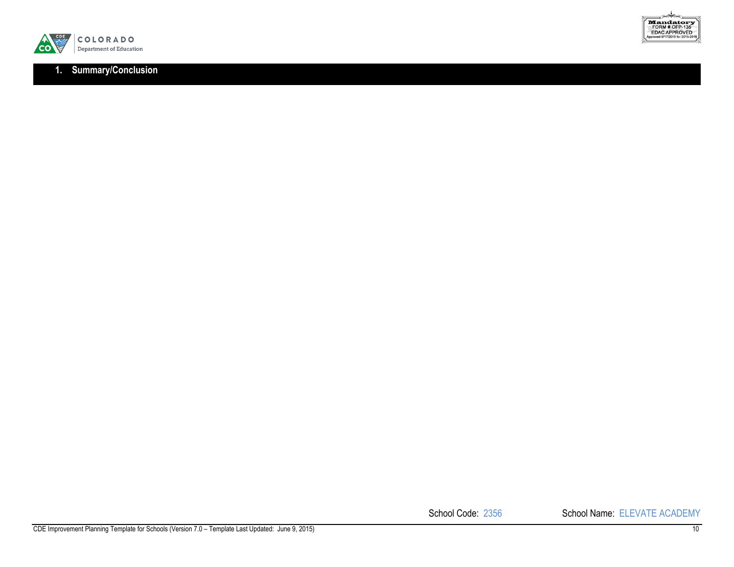## 1. Summary/Conclusion

School Code: 2356 School Name: ELEVATE ACADEMY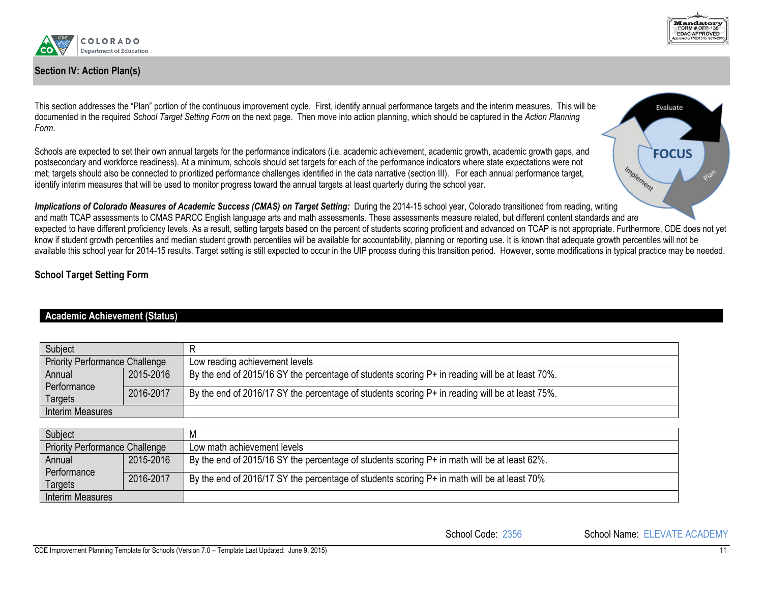## Section IV: Action Plan(s)

This section addresses the "Plan" portion of the continuous improvement cycle. First, identify annual performance targets and the interim measures. This will be documented in the required *School Target Setting Form* on the next page. Then move into action planning, which should be captured in the *Action Planning Form*.

Schools are expected to set their own annual targets for the performance indicators (i.e. academic achievement, academic growth, academic growth gaps, and postsecondary and workforce readiness). At a minimum, schools should set targets for each of the performance indicators where state expectations were not met; targets should also be connected to prioritized performance challenges identified in the data narrative (section III). For each annual performance target, identify interim measures that will be used to monitor progress toward the annual targets at least quarterly during the school year.

***Implications of Colorado Measures of Academic Success (CMAS) on Target Setting:*** During the 2014-15 school year, Colorado transitioned from reading, writing and math TCAP assessments to CMAS PARCC English language arts and math assessments. These assessments measure related, but different content standards and are expected to have different proficiency levels. As a result, setting targets based on the percent of students scoring proficient and advanced on TCAP is not appropriate. Furthermore, CDE does not yet know if student growth percentiles and median student growth percentiles will be available for accountability, planning or reporting use. It is known that adequate growth percentiles will not be available this school year for 2014-15 results. Target setting is still expected to occur in the UIP process during this transition period. However, some modifications in typical practice may be needed.

### School Target Setting Form

#### Academic Achievement (Status)

| Subject | | R |
|---|---|---|
| Priority Performance Challenge | | Low reading achievement levels |
| Annual Performance Targets | 2015-2016 | By the end of 2015/16 SY the percentage of students scoring P+ in reading will be at least 70%. |
| | 2016-2017 | By the end of 2016/17 SY the percentage of students scoring P+ in reading will be at least 75%. |
| Interim Measures | | |

| Subject | | M |
|---|---|---|
| Priority Performance Challenge | | Low math achievement levels |
| Annual Performance Targets | 2015-2016 | By the end of 2015/16 SY the percentage of students scoring P+ in math will be at least 62%. |
| | 2016-2017 | By the end of 2016/17 SY the percentage of students scoring P+ in math will be at least 70% |
| Interim Measures | | |

School Code: 2356 School Name: ELEVATE ACADEMY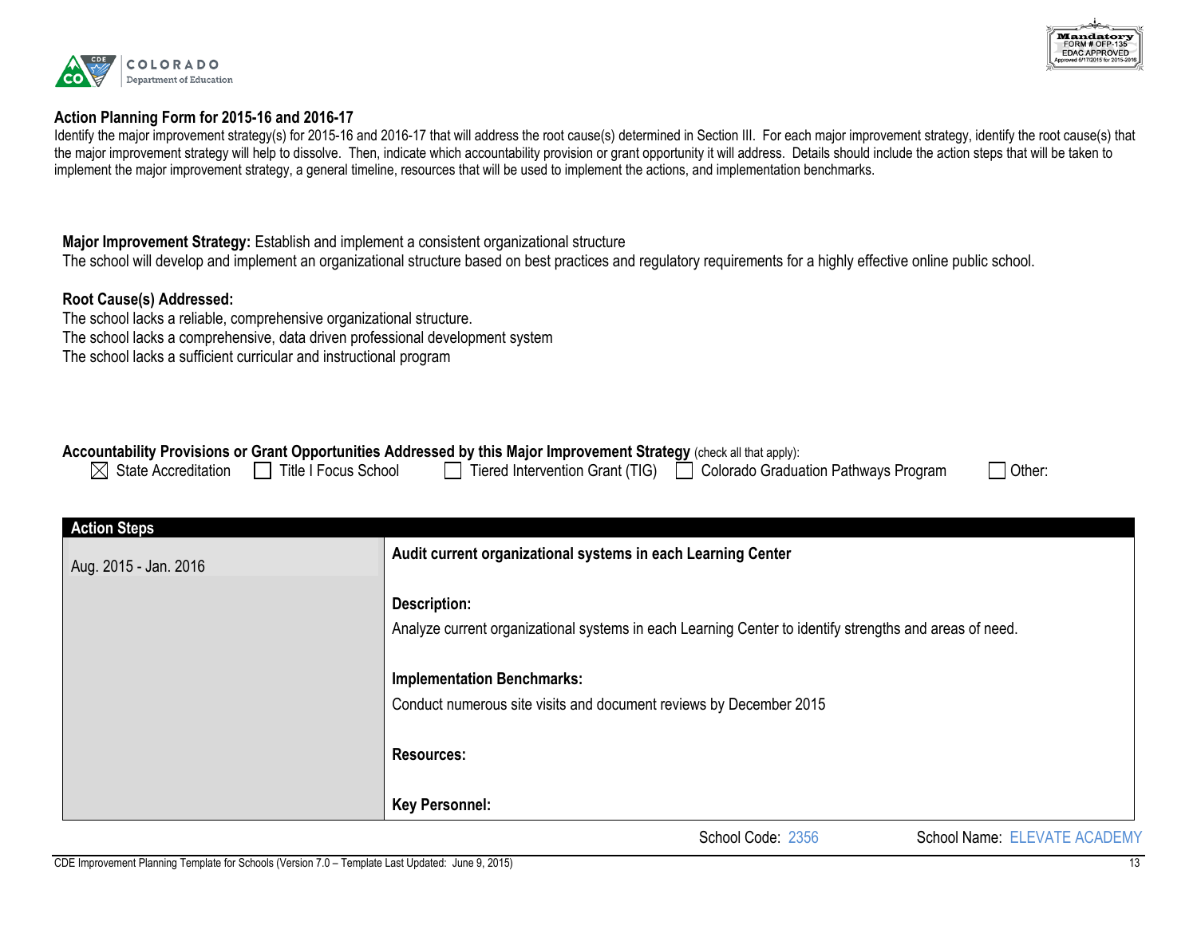## Action Planning Form for 2015-16 and 2016-17

Identify the major improvement strategy(s) for 2015-16 and 2016-17 that will address the root cause(s) determined in Section III. For each major improvement strategy, identify the root cause(s) that the major improvement strategy will help to dissolve. Then, indicate which accountability provision or grant opportunity it will address. Details should include the action steps that will be taken to implement the major improvement strategy, a general timeline, resources that will be used to implement the actions, and implementation benchmarks.

**Major Improvement Strategy:** Establish and implement a consistent organizational structure

The school will develop and implement an organizational structure based on best practices and regulatory requirements for a highly effective online public school.

**Root Cause(s) Addressed:**

The school lacks a reliable, comprehensive organizational structure.

The school lacks a comprehensive, data driven professional development system

The school lacks a sufficient curricular and instructional program

**Accountability Provisions or Grant Opportunities Addressed by this Major Improvement Strategy** (check all that apply):

☒ State Accreditation ☐ Title I Focus School ☐ Tiered Intervention Grant (TIG) ☐ Colorado Graduation Pathways Program ☐ Other:

| Action Steps | |
|---|---|
| Aug. 2015 - Jan. 2016 | **Audit current organizational systems in each Learning Center**<br><br>**Description:**<br>Analyze current organizational systems in each Learning Center to identify strengths and areas of need.<br><br>**Implementation Benchmarks:**<br>Conduct numerous site visits and document reviews by December 2015<br><br>**Resources:**<br><br>**Key Personnel:** |

School Code: 2356 School Name: ELEVATE ACADEMY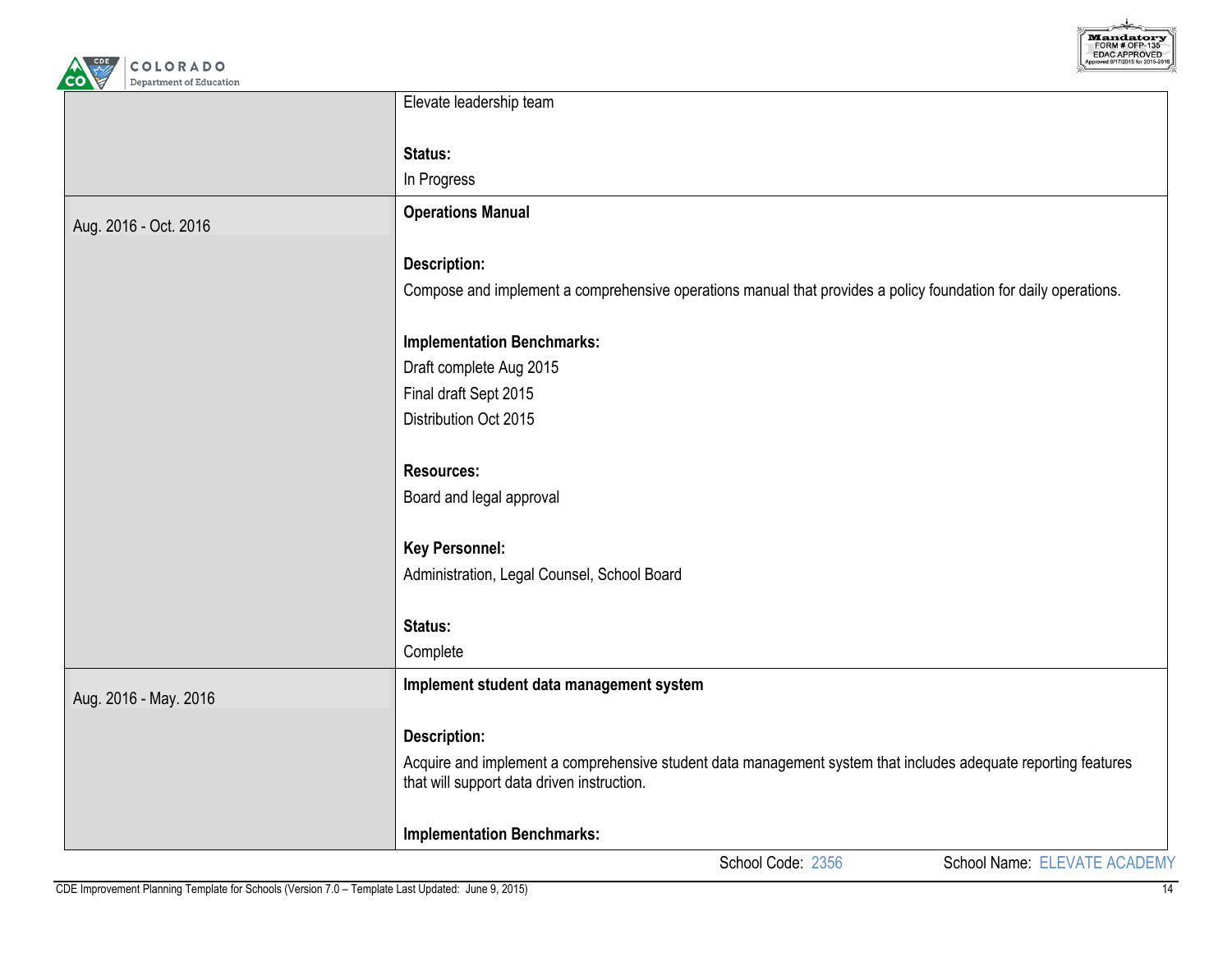| | |
|---|---|
| | Elevate leadership team<br><br>**Status:**<br>In Progress |
| Aug. 2016 - Oct. 2016 | **Operations Manual**<br><br>**Description:**<br>Compose and implement a comprehensive operations manual that provides a policy foundation for daily operations.<br><br>**Implementation Benchmarks:**<br>Draft complete Aug 2015<br>Final draft Sept 2015<br>Distribution Oct 2015<br><br>**Resources:**<br>Board and legal approval<br><br>**Key Personnel:**<br>Administration, Legal Counsel, School Board<br><br>**Status:**<br>Complete |
| Aug. 2016 - May. 2016 | **Implement student data management system**<br><br>**Description:**<br>Acquire and implement a comprehensive student data management system that includes adequate reporting features that will support data driven instruction.<br><br>**Implementation Benchmarks:** |

School Code: 2356 School Name: ELEVATE ACADEMY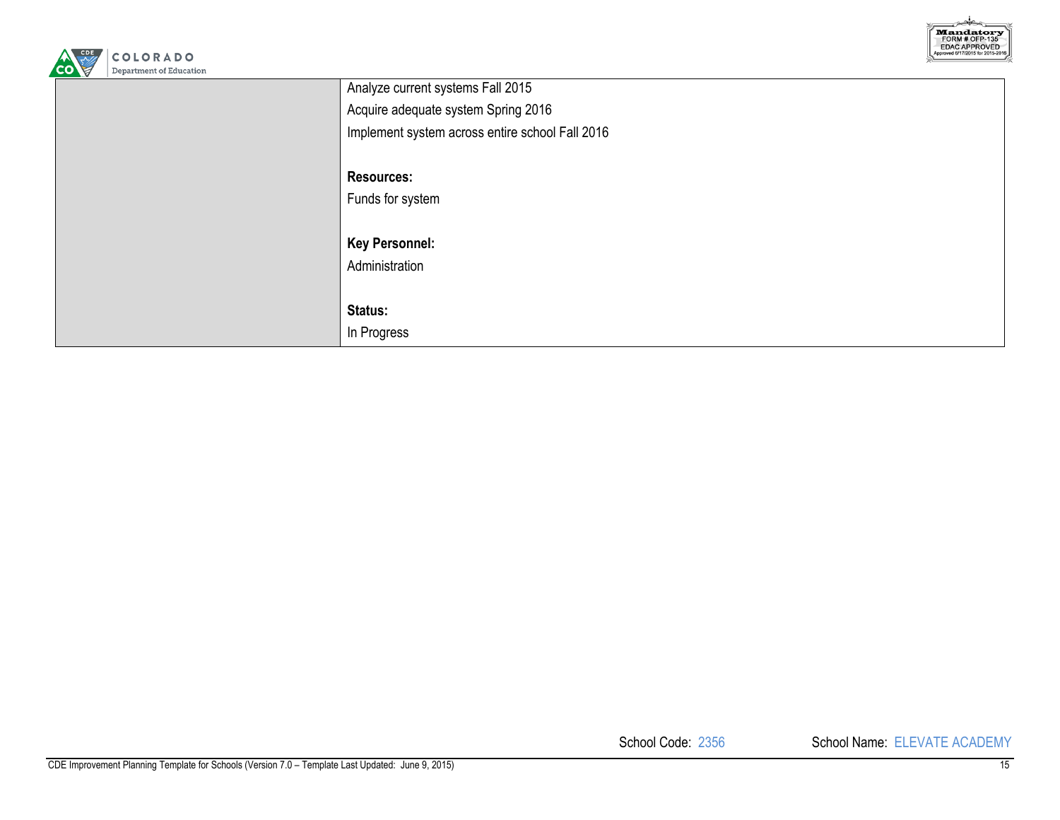| | |
|---|---|
| | Analyze current systems Fall 2015<br>Acquire adequate system Spring 2016<br>Implement system across entire school Fall 2016<br><br>**Resources:**<br>Funds for system<br><br>**Key Personnel:**<br>Administration<br><br>**Status:**<br>In Progress |

School Code: 2356 School Name: ELEVATE ACADEMY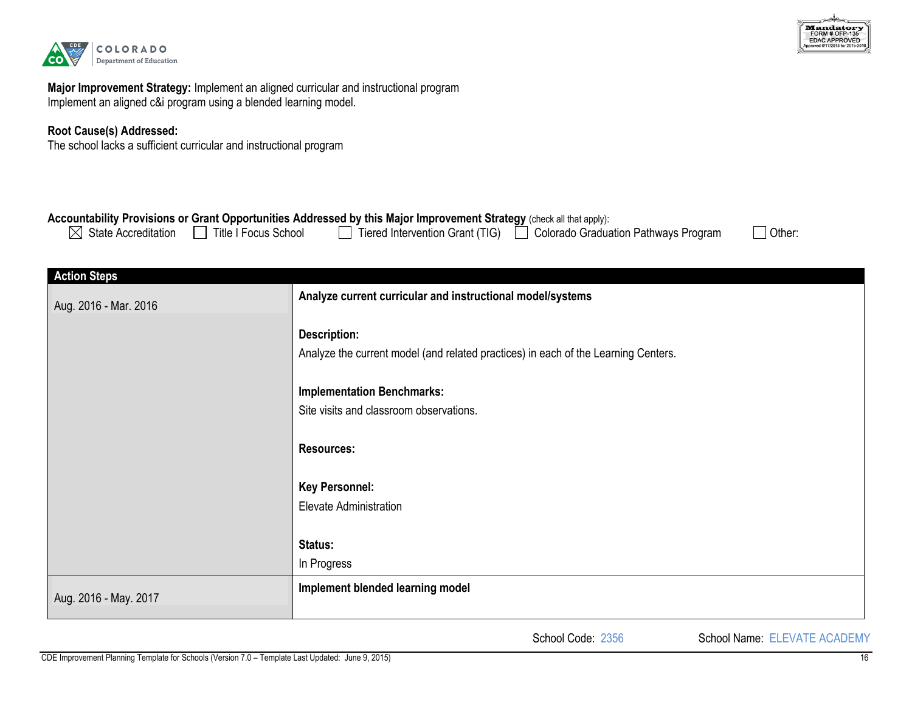**Major Improvement Strategy:** Implement an aligned curricular and instructional program
Implement an aligned c&i program using a blended learning model.

**Root Cause(s) Addressed:**
The school lacks a sufficient curricular and instructional program

**Accountability Provisions or Grant Opportunities Addressed by this Major Improvement Strategy** (check all that apply):

☒ State Accreditation ☐ Title I Focus School ☐ Tiered Intervention Grant (TIG) ☐ Colorado Graduation Pathways Program ☐ Other:

| Action Steps | |
|---|---|
| Aug. 2016 - Mar. 2016 | **Analyze current curricular and instructional model/systems**<br><br>**Description:**<br>Analyze the current model (and related practices) in each of the Learning Centers.<br><br>**Implementation Benchmarks:**<br>Site visits and classroom observations.<br><br>**Resources:**<br><br>**Key Personnel:**<br>Elevate Administration<br><br>**Status:**<br>In Progress |
| Aug. 2016 - May. 2017 | **Implement blended learning model** |

School Code: 2356 School Name: ELEVATE ACADEMY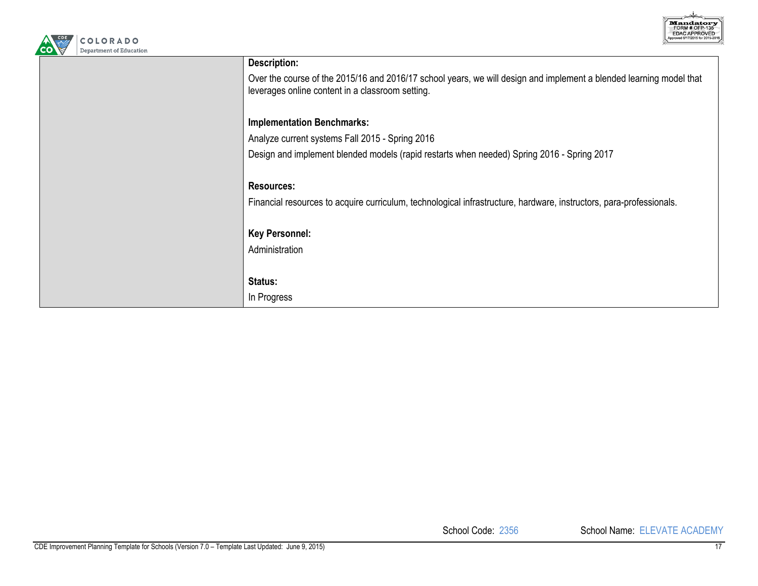| | |
|---|---|
| | **Description:**<br>Over the course of the 2015/16 and 2016/17 school years, we will design and implement a blended learning model that leverages online content in a classroom setting.<br><br>**Implementation Benchmarks:**<br>Analyze current systems Fall 2015 - Spring 2016<br>Design and implement blended models (rapid restarts when needed) Spring 2016 - Spring 2017<br><br>**Resources:**<br>Financial resources to acquire curriculum, technological infrastructure, hardware, instructors, para-professionals.<br><br>**Key Personnel:**<br>Administration<br><br>**Status:**<br>In Progress |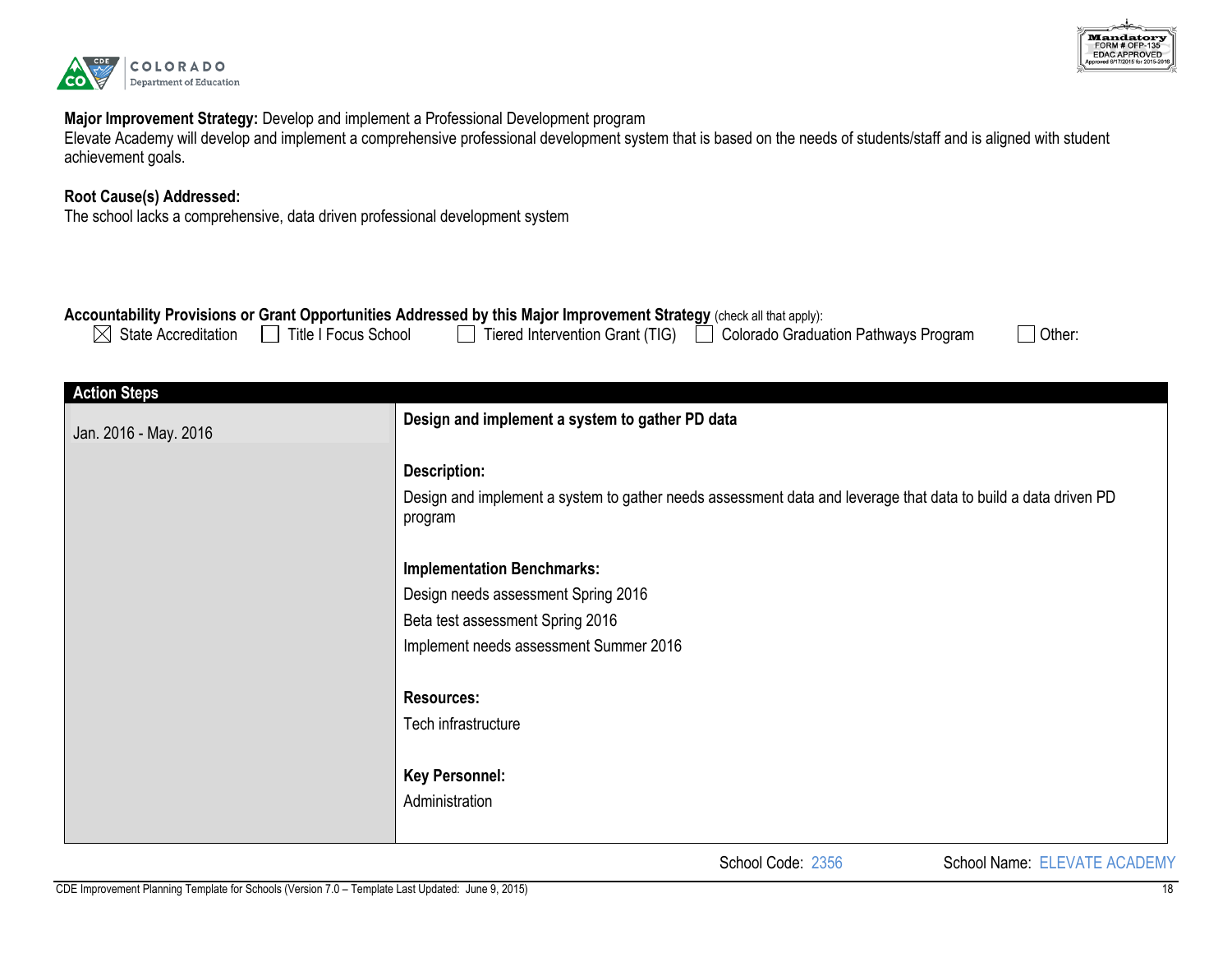**Major Improvement Strategy:** Develop and implement a Professional Development program
Elevate Academy will develop and implement a comprehensive professional development system that is based on the needs of students/staff and is aligned with student achievement goals.

**Root Cause(s) Addressed:**
The school lacks a comprehensive, data driven professional development system

**Accountability Provisions or Grant Opportunities Addressed by this Major Improvement Strategy** (check all that apply):
☒ State Accreditation ☐ Title I Focus School ☐ Tiered Intervention Grant (TIG) ☐ Colorado Graduation Pathways Program ☐ Other:

| Action Steps | |
|---|---|
| Jan. 2016 - May. 2016 | **Design and implement a system to gather PD data**<br><br>**Description:**<br>Design and implement a system to gather needs assessment data and leverage that data to build a data driven PD program<br><br>**Implementation Benchmarks:**<br>Design needs assessment Spring 2016<br>Beta test assessment Spring 2016<br>Implement needs assessment Summer 2016<br><br>**Resources:**<br>Tech infrastructure<br><br>**Key Personnel:**<br>Administration |

School Code: 2356 School Name: ELEVATE ACADEMY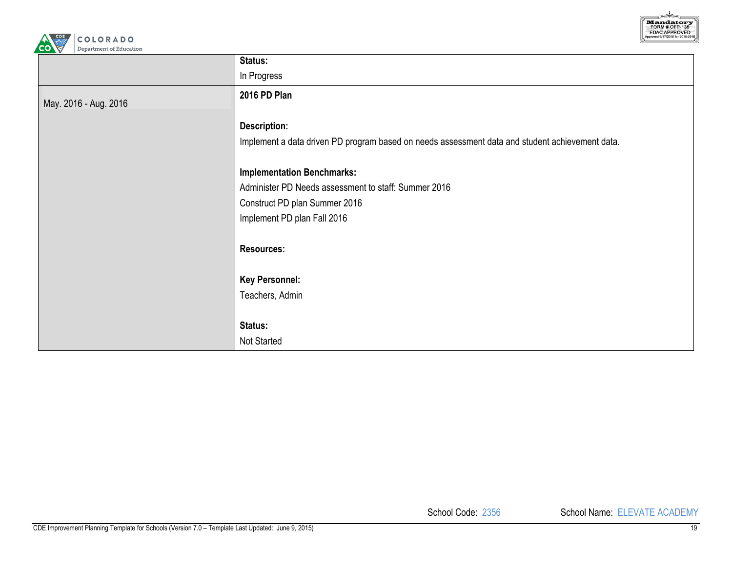| | |
|---|---|
| | **Status:**<br>In Progress |
| May. 2016 - Aug. 2016 | **2016 PD Plan**<br><br>**Description:**<br>Implement a data driven PD program based on needs assessment data and student achievement data.<br><br>**Implementation Benchmarks:**<br>Administer PD Needs assessment to staff: Summer 2016<br>Construct PD plan Summer 2016<br>Implement PD plan Fall 2016<br><br>**Resources:**<br><br>**Key Personnel:**<br>Teachers, Admin<br><br>**Status:**<br>Not Started |

School Code: 2356 School Name: ELEVATE ACADEMY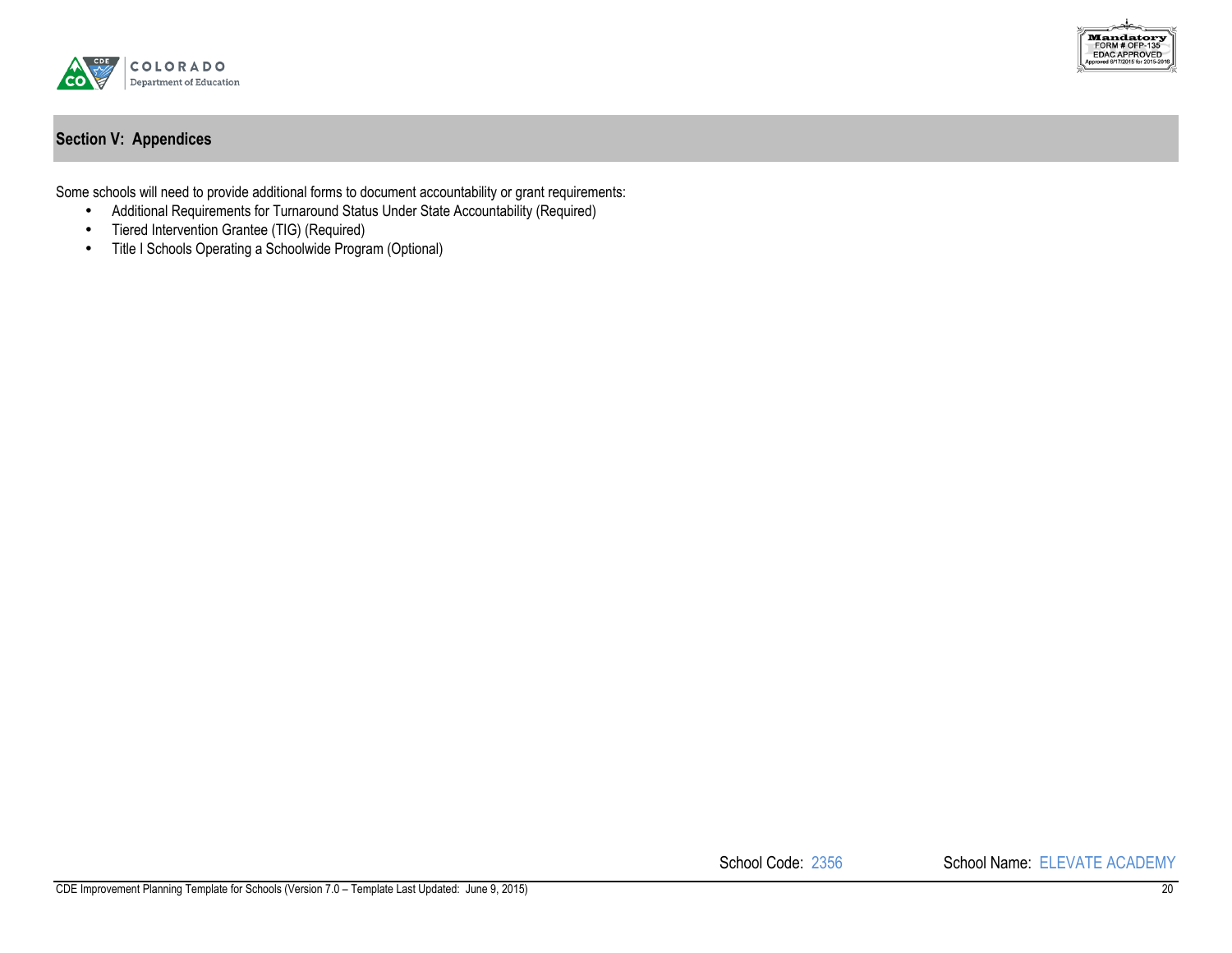## Section V: Appendices

Some schools will need to provide additional forms to document accountability or grant requirements:

- Additional Requirements for Turnaround Status Under State Accountability (Required)
- Tiered Intervention Grantee (TIG) (Required)
- Title I Schools Operating a Schoolwide Program (Optional)